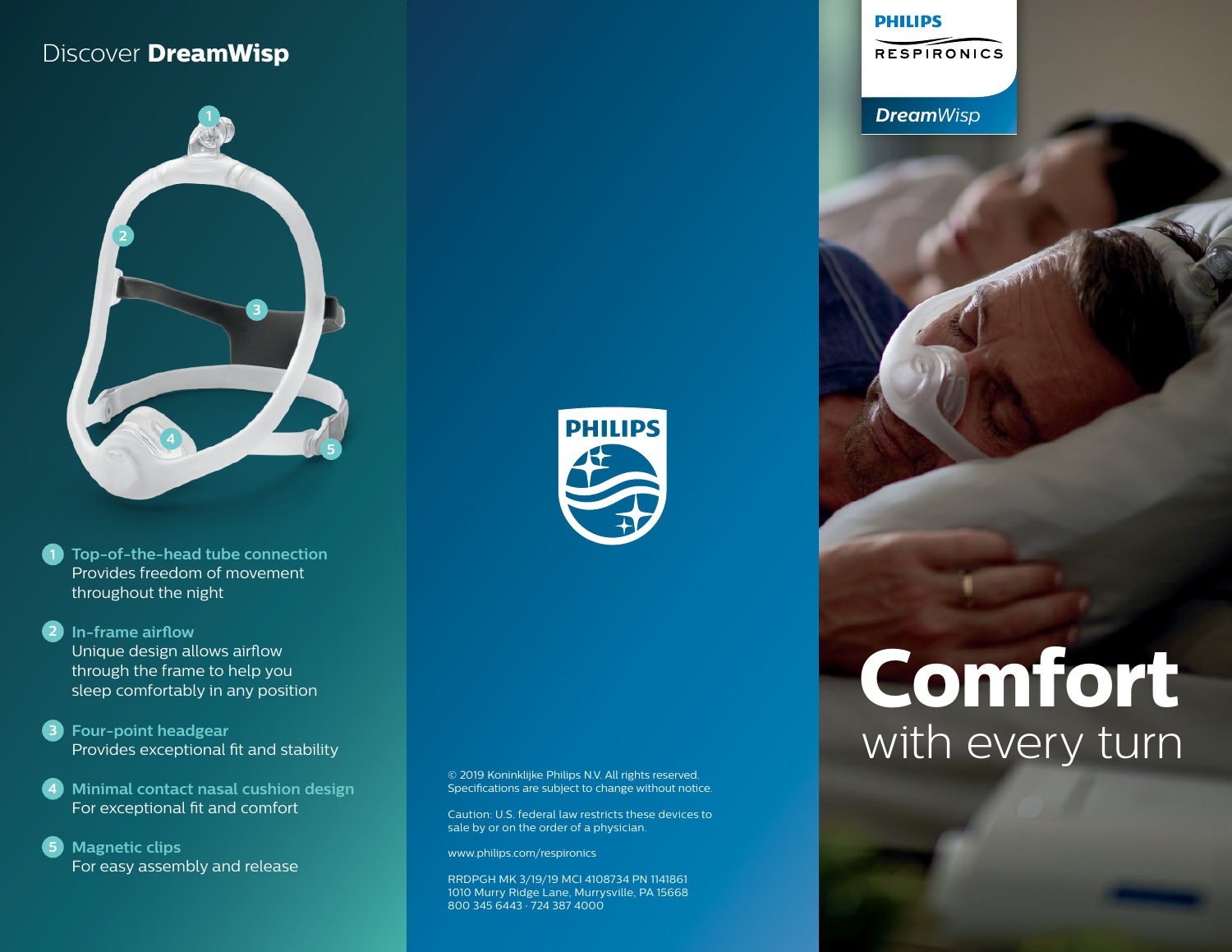# Discover **DreamWisp**

1. **Top-of-the-head tube connection**
   Provides freedom of movement throughout the night

2. **In-frame airflow**
   Unique design allows airflow through the frame to help you sleep comfortably in any position

3. **Four-point headgear**
   Provides exceptional fit and stability

4. **Minimal contact nasal cushion design**
   For exceptional fit and comfort

5. **Magnetic clips**
   For easy assembly and release

PHILIPS

© 2019 Koninklijke Philips N.V. All rights reserved.
Specifications are subject to change without notice.

Caution: U.S. federal law restricts these devices to sale by or on the order of a physician.

www.philips.com/respironics

RRDPGH MK 3/19/19 MCI 4108734 PN 1141861
1010 Murry Ridge Lane, Murrysville, PA 15668
800 345 6443 · 724 387 4000

PHILIPS
RESPIRONICS

*DreamWisp*

# Comfort
## with every turn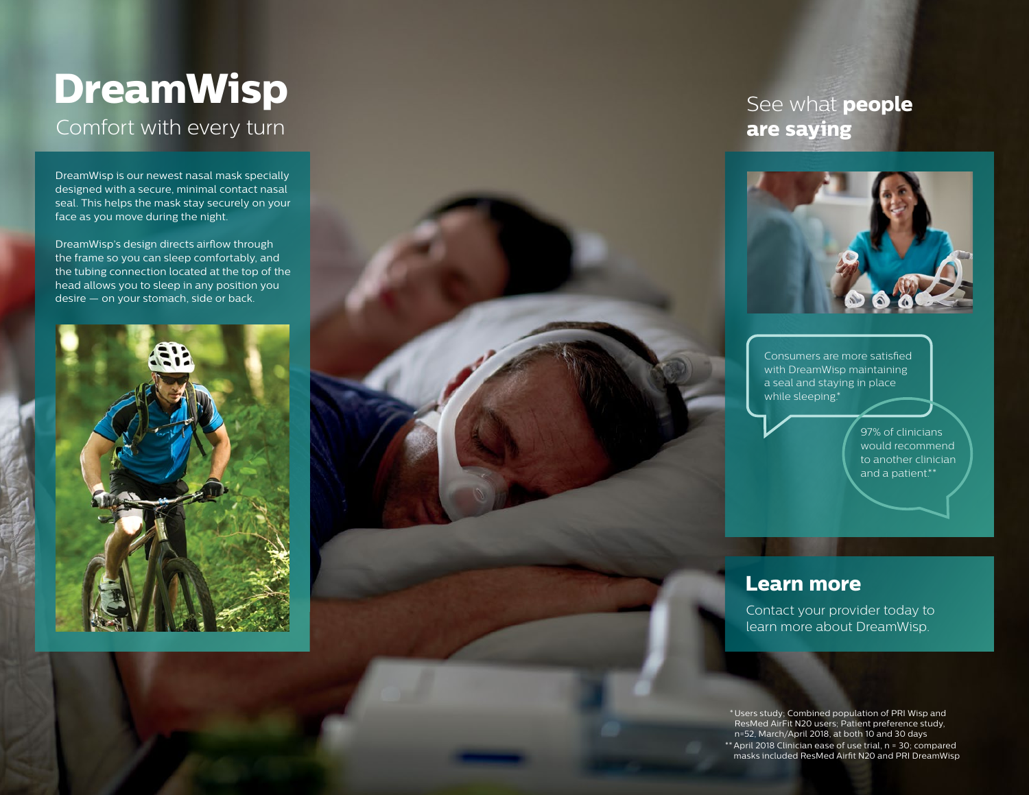# DreamWisp

## Comfort with every turn

DreamWisp is our newest nasal mask specially designed with a secure, minimal contact nasal seal. This helps the mask stay securely on your face as you move during the night.

DreamWisp's design directs airflow through the frame so you can sleep comfortably, and the tubing connection located at the top of the head allows you to sleep in any position you desire — on your stomach, side or back.

## See what **people are saying**

Consumers are more satisfied with DreamWisp maintaining a seal and staying in place while sleeping*

97% of clinicians would recommend to another clinician and a patient**

## Learn more

Contact your provider today to learn more about DreamWisp.

* Users study; Combined population of PRI Wisp and ResMed AirFit N20 users; Patient preference study, n=52, March/April 2018, at both 10 and 30 days

** April 2018 Clinician ease of use trial, n = 30; compared masks included ResMed Airfit N20 and PRI DreamWisp